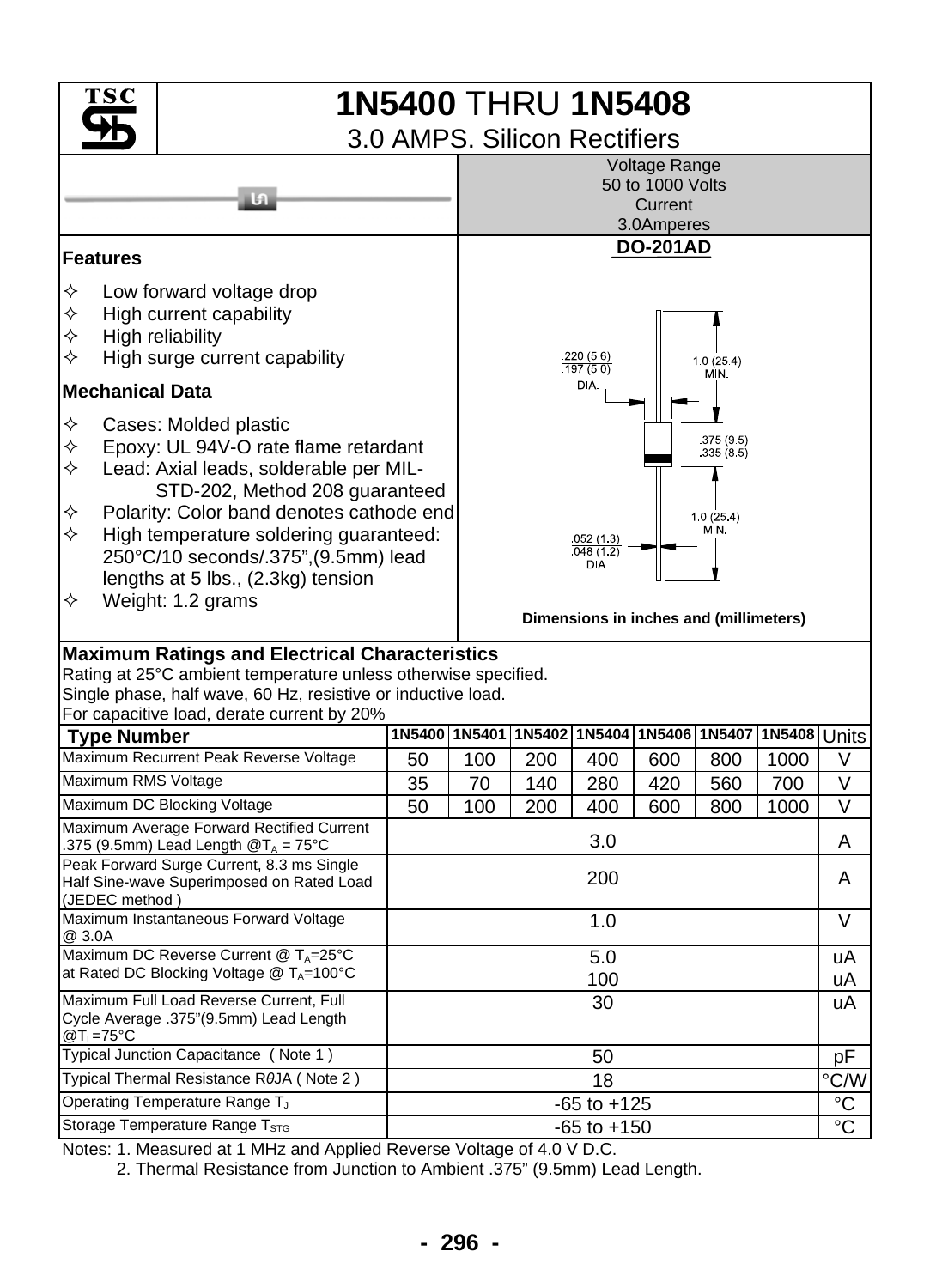# 1N5400 THRU 1N5408

## 3.0 AMPS. Silicon Rectifiers

Voltage Range
50 to 1000 Volts
Current
3.0Amperes

**DO-201AD**

.220 (5.6)
.197 (5.0)
DIA.

1.0 (25.4)
MIN.

.375 (9.5)
.335 (8.5)

1.0 (25.4)
MIN.

.052 (1.3)
.048 (1.2)
DIA.

**Dimensions in inches and (millimeters)**

### Features

- ✧ Low forward voltage drop
- ✧ High current capability
- ✧ High reliability
- ✧ High surge current capability

### Mechanical Data

- ✧ Cases: Molded plastic
- ✧ Epoxy: UL 94V-O rate flame retardant
- ✧ Lead: Axial leads, solderable per MIL-STD-202, Method 208 guaranteed
- ✧ Polarity: Color band denotes cathode end
- ✧ High temperature soldering guaranteed: 250°C/10 seconds/.375",(9.5mm) lead lengths at 5 lbs., (2.3kg) tension
- ✧ Weight: 1.2 grams

### Maximum Ratings and Electrical Characteristics

Rating at 25°C ambient temperature unless otherwise specified.
Single phase, half wave, 60 Hz, resistive or inductive load.
For capacitive load, derate current by 20%

| Type Number | 1N5400 | 1N5401 | 1N5402 | 1N5404 | 1N5406 | 1N5407 | 1N5408 | Units |
|---|---|---|---|---|---|---|---|---|
| Maximum Recurrent Peak Reverse Voltage | 50 | 100 | 200 | 400 | 600 | 800 | 1000 | V |
| Maximum RMS Voltage | 35 | 70 | 140 | 280 | 420 | 560 | 700 | V |
| Maximum DC Blocking Voltage | 50 | 100 | 200 | 400 | 600 | 800 | 1000 | V |
| Maximum Average Forward Rectified Current .375 (9.5mm) Lead Length @$T_A$ = 75°C | 3.0 | | | | | | | A |
| Peak Forward Surge Current, 8.3 ms Single Half Sine-wave Superimposed on Rated Load (JEDEC method ) | 200 | | | | | | | A |
| Maximum Instantaneous Forward Voltage @ 3.0A | 1.0 | | | | | | | V |
| Maximum DC Reverse Current @ $T_A$=25°C at Rated DC Blocking Voltage @ $T_A$=100°C | 5.0<br>100 | | | | | | | uA<br>uA |
| Maximum Full Load Reverse Current, Full Cycle Average .375"(9.5mm) Lead Length @$T_L$=75°C | 30 | | | | | | | uA |
| Typical Junction Capacitance ( Note 1 ) | 50 | | | | | | | pF |
| Typical Thermal Resistance RθJA ( Note 2 ) | 18 | | | | | | | °C/W |
| Operating Temperature Range $T_J$ | -65 to +125 | | | | | | | °C |
| Storage Temperature Range $T_{STG}$ | -65 to +150 | | | | | | | °C |

Notes: 1. Measured at 1 MHz and Applied Reverse Voltage of 4.0 V D.C.
2. Thermal Resistance from Junction to Ambient .375" (9.5mm) Lead Length.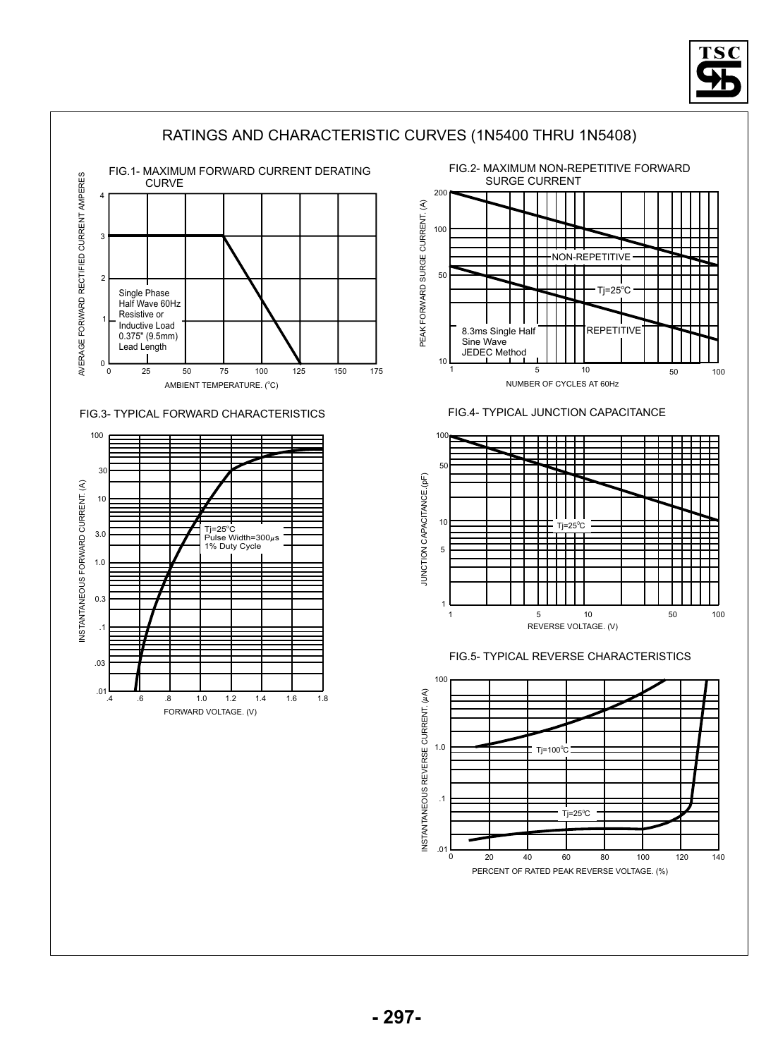# RATINGS AND CHARACTERISTIC CURVES (1N5400 THRU 1N5408)

FIG.1- MAXIMUM FORWARD CURRENT DERATING CURVE

AVERAGE FORWARD RECTIFIED CURRENT AMPERES

4
3
2
1
0

Single Phase
Half Wave 60Hz
Resistive or
Inductive Load
0.375" (9.5mm)
Lead Length

0 25 50 75 100 125 150 175

AMBIENT TEMPERATURE. (°C)

FIG.2- MAXIMUM NON-REPETITIVE FORWARD SURGE CURRENT

PEAK FORWARD SURGE CURRENT. (A)

200
100
50
10

NON-REPETITIVE

Tj=25°C

REPETITIVE

8.3ms Single Half
Sine Wave
JEDEC Method

1 5 10 50 100

NUMBER OF CYCLES AT 60Hz

FIG.3- TYPICAL FORWARD CHARACTERISTICS

INSTANTANEOUS FORWARD CURRENT. (A)

100
30
10
3.0
1.0
0.3
.1
.03
.01

Tj=25°C
Pulse Width=300μs
1% Duty Cycle

.4 .6 .8 1.0 1.2 1.4 1.6 1.8

FORWARD VOLTAGE. (V)

FIG.4- TYPICAL JUNCTION CAPACITANCE

JUNCTION CAPACITANCE.(pF)

100
50
10
5
1

Tj=25°C

1 5 10 50 100

REVERSE VOLTAGE. (V)

FIG.5- TYPICAL REVERSE CHARACTERISTICS

INSTANTANEOUS REVERSE CURRENT. (μA)

100
1.0
.1
.01

Tj=100°C

Tj=25°C

0 20 40 60 80 100 120 140

PERCENT OF RATED PEAK REVERSE VOLTAGE. (%)